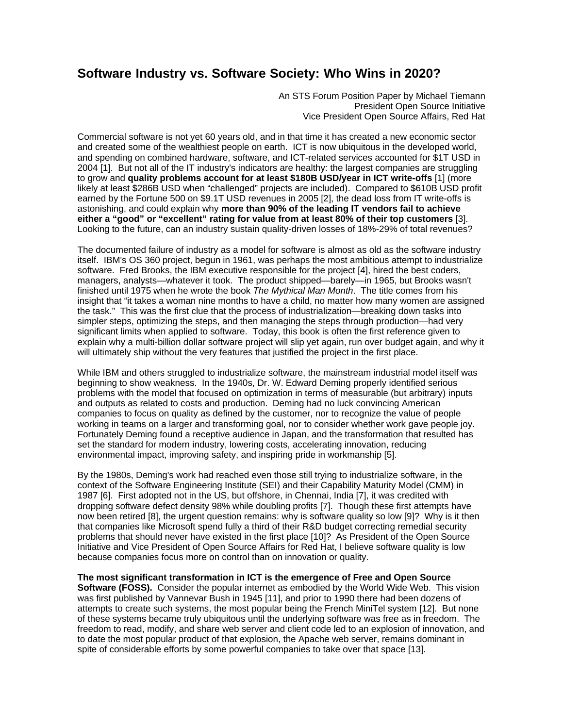# Software Industry vs. Software Society: Who Wins in 2020?

An STS Forum Position Paper by Michael Tiemann
President Open Source Initiative
Vice President Open Source Affairs, Red Hat

Commercial software is not yet 60 years old, and in that time it has created a new economic sector and created some of the wealthiest people on earth. ICT is now ubiquitous in the developed world, and spending on combined hardware, software, and ICT-related services accounted for $1T USD in 2004 [1]. But not all of the IT industry's indicators are healthy: the largest companies are struggling to grow and **quality problems account for at least $180B USD/year in ICT write-offs** [1] (more likely at least $286B USD when "challenged" projects are included). Compared to $610B USD profit earned by the Fortune 500 on $9.1T USD revenues in 2005 [2], the dead loss from IT write-offs is astonishing, and could explain why **more than 90% of the leading IT vendors fail to achieve either a "good" or "excellent" rating for value from at least 80% of their top customers** [3]. Looking to the future, can an industry sustain quality-driven losses of 18%-29% of total revenues?

The documented failure of industry as a model for software is almost as old as the software industry itself. IBM's OS 360 project, begun in 1961, was perhaps the most ambitious attempt to industrialize software. Fred Brooks, the IBM executive responsible for the project [4], hired the best coders, managers, analysts—whatever it took. The product shipped—barely—in 1965, but Brooks wasn't finished until 1975 when he wrote the book *The Mythical Man Month*. The title comes from his insight that "it takes a woman nine months to have a child, no matter how many women are assigned the task." This was the first clue that the process of industrialization—breaking down tasks into simpler steps, optimizing the steps, and then managing the steps through production—had very significant limits when applied to software. Today, this book is often the first reference given to explain why a multi-billion dollar software project will slip yet again, run over budget again, and why it will ultimately ship without the very features that justified the project in the first place.

While IBM and others struggled to industrialize software, the mainstream industrial model itself was beginning to show weakness. In the 1940s, Dr. W. Edward Deming properly identified serious problems with the model that focused on optimization in terms of measurable (but arbitrary) inputs and outputs as related to costs and production. Deming had no luck convincing American companies to focus on quality as defined by the customer, nor to recognize the value of people working in teams on a larger and transforming goal, nor to consider whether work gave people joy. Fortunately Deming found a receptive audience in Japan, and the transformation that resulted has set the standard for modern industry, lowering costs, accelerating innovation, reducing environmental impact, improving safety, and inspiring pride in workmanship [5].

By the 1980s, Deming's work had reached even those still trying to industrialize software, in the context of the Software Engineering Institute (SEI) and their Capability Maturity Model (CMM) in 1987 [6]. First adopted not in the US, but offshore, in Chennai, India [7], it was credited with dropping software defect density 98% while doubling profits [7]. Though these first attempts have now been retired [8], the urgent question remains: why is software quality so low [9]? Why is it then that companies like Microsoft spend fully a third of their R&D budget correcting remedial security problems that should never have existed in the first place [10]? As President of the Open Source Initiative and Vice President of Open Source Affairs for Red Hat, I believe software quality is low because companies focus more on control than on innovation or quality.

**The most significant transformation in ICT is the emergence of Free and Open Source Software (FOSS).** Consider the popular internet as embodied by the World Wide Web. This vision was first published by Vannevar Bush in 1945 [11], and prior to 1990 there had been dozens of attempts to create such systems, the most popular being the French MiniTel system [12]. But none of these systems became truly ubiquitous until the underlying software was free as in freedom. The freedom to read, modify, and share web server and client code led to an explosion of innovation, and to date the most popular product of that explosion, the Apache web server, remains dominant in spite of considerable efforts by some powerful companies to take over that space [13].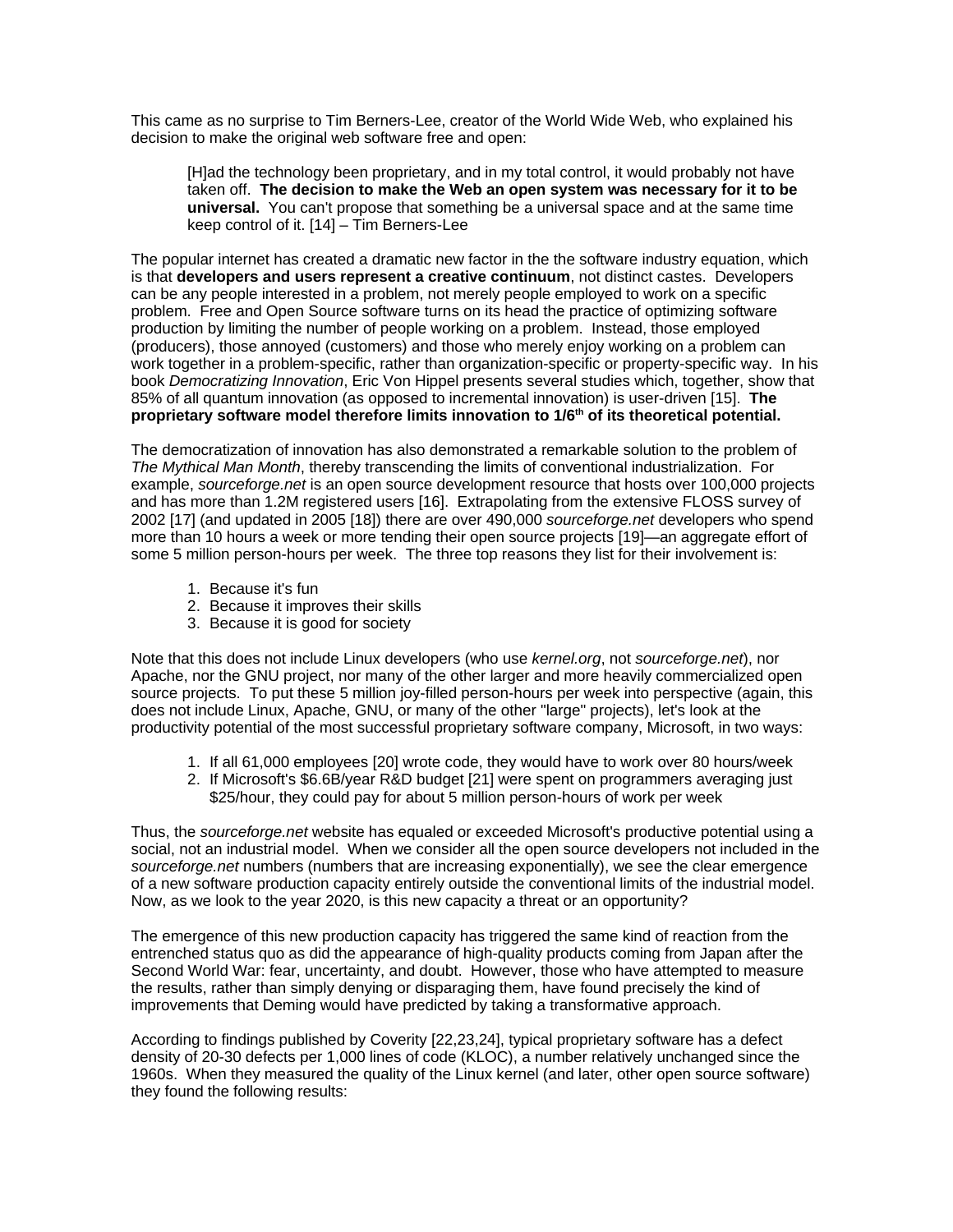This came as no surprise to Tim Berners-Lee, creator of the World Wide Web, who explained his decision to make the original web software free and open:

> [H]ad the technology been proprietary, and in my total control, it would probably not have taken off. **The decision to make the Web an open system was necessary for it to be universal.** You can't propose that something be a universal space and at the same time keep control of it. [14] – Tim Berners-Lee

The popular internet has created a dramatic new factor in the the software industry equation, which is that **developers and users represent a creative continuum**, not distinct castes. Developers can be any people interested in a problem, not merely people employed to work on a specific problem. Free and Open Source software turns on its head the practice of optimizing software production by limiting the number of people working on a problem. Instead, those employed (producers), those annoyed (customers) and those who merely enjoy working on a problem can work together in a problem-specific, rather than organization-specific or property-specific way. In his book *Democratizing Innovation*, Eric Von Hippel presents several studies which, together, show that 85% of all quantum innovation (as opposed to incremental innovation) is user-driven [15]. **The proprietary software model therefore limits innovation to 1/6th of its theoretical potential.**

The democratization of innovation has also demonstrated a remarkable solution to the problem of *The Mythical Man Month*, thereby transcending the limits of conventional industrialization. For example, *sourceforge.net* is an open source development resource that hosts over 100,000 projects and has more than 1.2M registered users [16]. Extrapolating from the extensive FLOSS survey of 2002 [17] (and updated in 2005 [18]) there are over 490,000 *sourceforge.net* developers who spend more than 10 hours a week or more tending their open source projects [19]—an aggregate effort of some 5 million person-hours per week. The three top reasons they list for their involvement is:

1. Because it's fun
2. Because it improves their skills
3. Because it is good for society

Note that this does not include Linux developers (who use *kernel.org*, not *sourceforge.net*), nor Apache, nor the GNU project, nor many of the other larger and more heavily commercialized open source projects. To put these 5 million joy-filled person-hours per week into perspective (again, this does not include Linux, Apache, GNU, or many of the other "large" projects), let's look at the productivity potential of the most successful proprietary software company, Microsoft, in two ways:

1. If all 61,000 employees [20] wrote code, they would have to work over 80 hours/week
2. If Microsoft's $6.6B/year R&D budget [21] were spent on programmers averaging just $25/hour, they could pay for about 5 million person-hours of work per week

Thus, the *sourceforge.net* website has equaled or exceeded Microsoft's productive potential using a social, not an industrial model. When we consider all the open source developers not included in the *sourceforge.net* numbers (numbers that are increasing exponentially), we see the clear emergence of a new software production capacity entirely outside the conventional limits of the industrial model. Now, as we look to the year 2020, is this new capacity a threat or an opportunity?

The emergence of this new production capacity has triggered the same kind of reaction from the entrenched status quo as did the appearance of high-quality products coming from Japan after the Second World War: fear, uncertainty, and doubt. However, those who have attempted to measure the results, rather than simply denying or disparaging them, have found precisely the kind of improvements that Deming would have predicted by taking a transformative approach.

According to findings published by Coverity [22,23,24], typical proprietary software has a defect density of 20-30 defects per 1,000 lines of code (KLOC), a number relatively unchanged since the 1960s. When they measured the quality of the Linux kernel (and later, other open source software) they found the following results: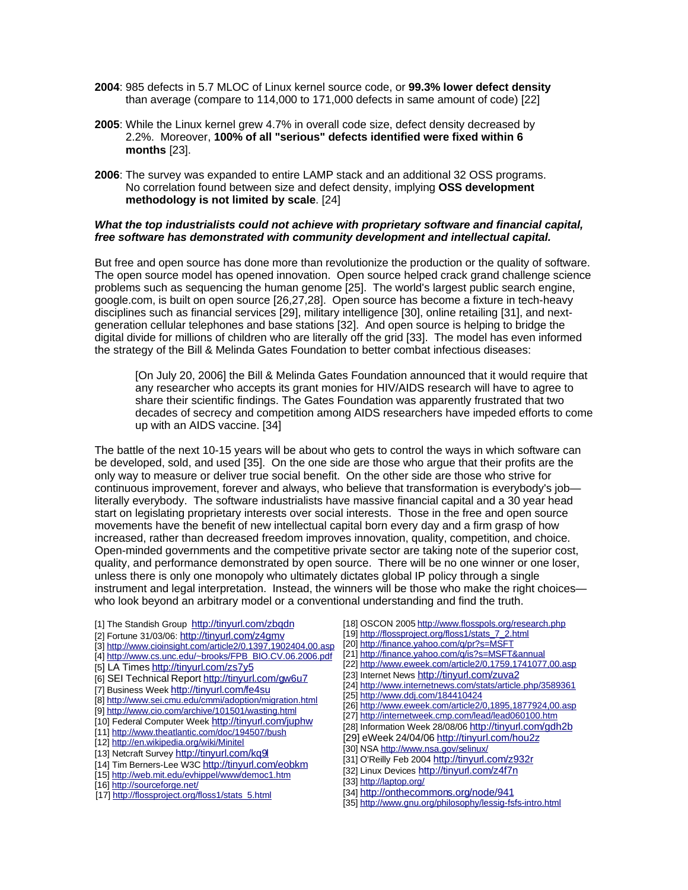**2004**: 985 defects in 5.7 MLOC of Linux kernel source code, or **99.3% lower defect density** than average (compare to 114,000 to 171,000 defects in same amount of code) [22]

**2005**: While the Linux kernel grew 4.7% in overall code size, defect density decreased by 2.2%. Moreover, **100% of all "serious" defects identified were fixed within 6 months** [23].

**2006**: The survey was expanded to entire LAMP stack and an additional 32 OSS programs. No correlation found between size and defect density, implying **OSS development methodology is not limited by scale**. [24]

***What the top industrialists could not achieve with proprietary software and financial capital, free software has demonstrated with community development and intellectual capital.***

But free and open source has done more than revolutionize the production or the quality of software. The open source model has opened innovation. Open source helped crack grand challenge science problems such as sequencing the human genome [25]. The world's largest public search engine, google.com, is built on open source [26,27,28]. Open source has become a fixture in tech-heavy disciplines such as financial services [29], military intelligence [30], online retailing [31], and next-generation cellular telephones and base stations [32]. And open source is helping to bridge the digital divide for millions of children who are literally off the grid [33]. The model has even informed the strategy of the Bill & Melinda Gates Foundation to better combat infectious diseases:

> [On July 20, 2006] the Bill & Melinda Gates Foundation announced that it would require that any researcher who accepts its grant monies for HIV/AIDS research will have to agree to share their scientific findings. The Gates Foundation was apparently frustrated that two decades of secrecy and competition among AIDS researchers have impeded efforts to come up with an AIDS vaccine. [34]

The battle of the next 10-15 years will be about who gets to control the ways in which software can be developed, sold, and used [35]. On the one side are those who argue that their profits are the only way to measure or deliver true social benefit. On the other side are those who strive for continuous improvement, forever and always, who believe that transformation is everybody's job—literally everybody. The software industrialists have massive financial capital and a 30 year head start on legislating proprietary interests over social interests. Those in the free and open source movements have the benefit of new intellectual capital born every day and a firm grasp of how increased, rather than decreased freedom improves innovation, quality, competition, and choice. Open-minded governments and the competitive private sector are taking note of the superior cost, quality, and performance demonstrated by open source. There will be no one winner or one loser, unless there is only one monopoly who ultimately dictates global IP policy through a single instrument and legal interpretation. Instead, the winners will be those who make the right choices—who look beyond an arbitrary model or a conventional understanding and find the truth.

[1] The Standish Group http://tinyurl.com/zbqdn
[2] Fortune 31/03/06: http://tinyurl.com/z4gmv
[3] http://www.cioinsight.com/article2/0,1397,1902404,00.asp
[4] http://www.cs.unc.edu/~brooks/FPB_BIO.CV.06.2006.pdf
[5] LA Times http://tinyurl.com/zs7y5
[6] SEI Technical Report http://tinyurl.com/gw6u7
[7] Business Week http://tinyurl.com/fe4su
[8] http://www.sei.cmu.edu/cmmi/adoption/migration.html
[9] http://www.cio.com/archive/101501/wasting.html
[10] Federal Computer Week http://tinyurl.com/juphw
[11] http://www.theatlantic.com/doc/194507/bush
[12] http://en.wikipedia.org/wiki/Minitel
[13] Netcraft Survey http://tinyurl.com/kq9l
[14] Tim Berners-Lee W3C http://tinyurl.com/eobkm
[15] http://web.mit.edu/evhippel/www/democ1.htm
[16] http://sourceforge.net/
[17] http://flossproject.org/floss1/stats_5.html
[18] OSCON 2005 http://www.flosspols.org/research.php
[19] http://flossproject.org/floss1/stats_7_2.html
[20] http://finance.yahoo.com/q/pr?s=MSFT
[21] http://finance.yahoo.com/q/is?s=MSFT&annual
[22] http://www.eweek.com/article2/0,1759,1741077,00.asp
[23] Internet News http://tinyurl.com/zuva2
[24] http://www.internetnews.com/stats/article.php/3589361
[25] http://www.ddj.com/184410424
[26] http://www.eweek.com/article2/0,1895,1877924,00.asp
[27] http://internetweek.cmp.com/lead/lead060100.htm
[28] Information Week 28/08/06 http://tinyurl.com/gdh2b
[29] eWeek 24/04/06 http://tinyurl.com/hou2z
[30] NSA http://www.nsa.gov/selinux/
[31] O'Reilly Feb 2004 http://tinyurl.com/z932r
[32] Linux Devices http://tinyurl.com/z4f7n
[33] http://laptop.org/
[34] http://onthecommons.org/node/941
[35] http://www.gnu.org/philosophy/lessig-fsfs-intro.html